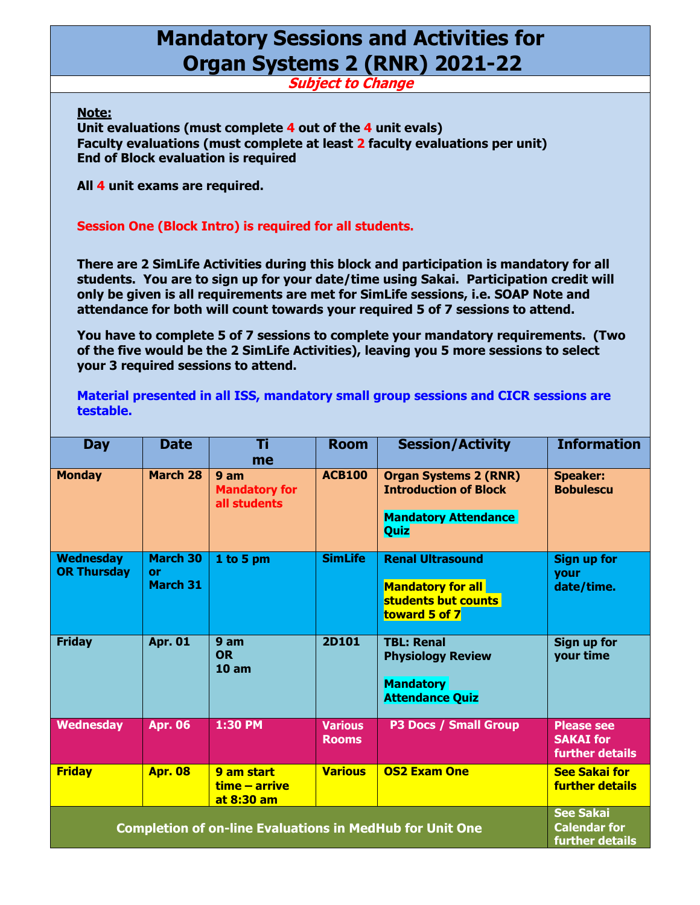# Mandatory Sessions and Activities for Organ Systems 2 (RNR) 2021-22

***Subject to Change***

**Note:**

**Unit evaluations (must complete 4 out of the 4 unit evals)**
**Faculty evaluations (must complete at least 2 faculty evaluations per unit)**
**End of Block evaluation is required**

**All 4 unit exams are required.**

**Session One (Block Intro) is required for all students.**

**There are 2 SimLife Activities during this block and participation is mandatory for all students. You are to sign up for your date/time using Sakai. Participation credit will only be given is all requirements are met for SimLife sessions, i.e. SOAP Note and attendance for both will count towards your required 5 of 7 sessions to attend.**

**You have to complete 5 of 7 sessions to complete your mandatory requirements. (Two of the five would be the 2 SimLife Activities), leaving you 5 more sessions to select your 3 required sessions to attend.**

**Material presented in all ISS, mandatory small group sessions and CICR sessions are testable.**

| Day | Date | Time | Room | Session/Activity | Information |
|---|---|---|---|---|---|
| Monday | March 28 | 9 am Mandatory for all students | ACB100 | Organ Systems 2 (RNR) Introduction of Block<br>Mandatory Attendance Quiz | Speaker: Bobulescu |
| Wednesday OR Thursday | March 30 or March 31 | 1 to 5 pm | SimLife | Renal Ultrasound<br>Mandatory for all students but counts toward 5 of 7 | Sign up for your date/time. |
| Friday | Apr. 01 | 9 am OR 10 am | 2D101 | TBL: Renal Physiology Review<br>Mandatory Attendance Quiz | Sign up for your time |
| Wednesday | Apr. 06 | 1:30 PM | Various Rooms | P3 Docs / Small Group | Please see SAKAI for further details |
| Friday | Apr. 08 | 9 am start time – arrive at 8:30 am | Various | OS2 Exam One | See Sakai for further details |
| Completion of on-line Evaluations in MedHub for Unit One | | | | | See Sakai Calendar for further details |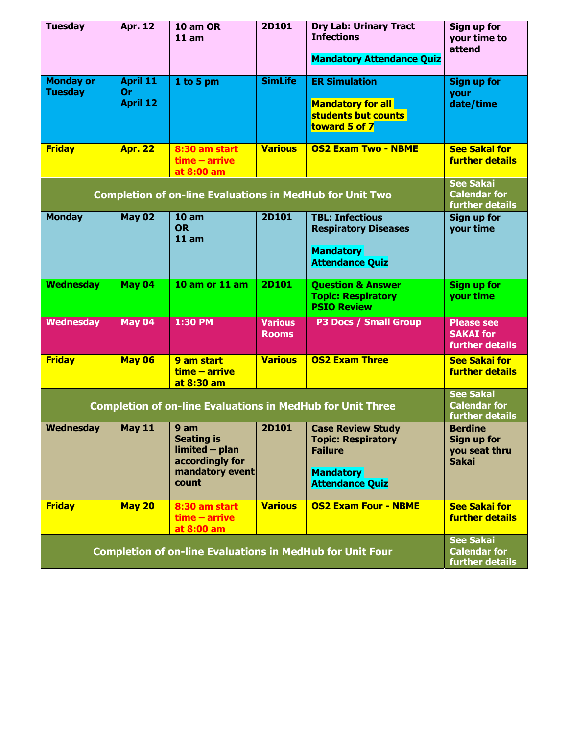| | | | | | |
|---|---|---|---|---|---|
| **Tuesday** | **Apr. 12** | **10 am OR 11 am** | **2D101** | **Dry Lab: Urinary Tract Infections**<br><br>**Mandatory Attendance Quiz** | **Sign up for your time to attend** |
| **Monday or Tuesday** | **April 11 Or April 12** | **1 to 5 pm** | **SimLife** | **ER Simulation**<br><br>**Mandatory for all students but counts toward 5 of 7** | **Sign up for your date/time** |
| **Friday** | **Apr. 22** | **8:30 am start time – arrive at 8:00 am** | **Various** | **OS2 Exam Two - NBME** | **See Sakai for further details** |
| **Completion of on-line Evaluations in MedHub for Unit Two** | | | | | **See Sakai Calendar for further details** |
| **Monday** | **May 02** | **10 am OR 11 am** | **2D101** | **TBL: Infectious Respiratory Diseases**<br><br>**Mandatory Attendance Quiz** | **Sign up for your time** |
| **Wednesday** | **May 04** | **10 am or 11 am** | **2D101** | **Question & Answer Topic: Respiratory PSIO Review** | **Sign up for your time** |
| **Wednesday** | **May 04** | **1:30 PM** | **Various Rooms** | **P3 Docs / Small Group** | **Please see SAKAI for further details** |
| **Friday** | **May 06** | **9 am start time – arrive at 8:30 am** | **Various** | **OS2 Exam Three** | **See Sakai for further details** |
| **Completion of on-line Evaluations in MedHub for Unit Three** | | | | | **See Sakai Calendar for further details** |
| **Wednesday** | **May 11** | **9 am Seating is limited – plan accordingly for mandatory event count** | **2D101** | **Case Review Study Topic: Respiratory Failure**<br><br>**Mandatory Attendance Quiz** | **Berdine Sign up for you seat thru Sakai** |
| **Friday** | **May 20** | **8:30 am start time – arrive at 8:00 am** | **Various** | **OS2 Exam Four - NBME** | **See Sakai for further details** |
| **Completion of on-line Evaluations in MedHub for Unit Four** | | | | | **See Sakai Calendar for further details** |